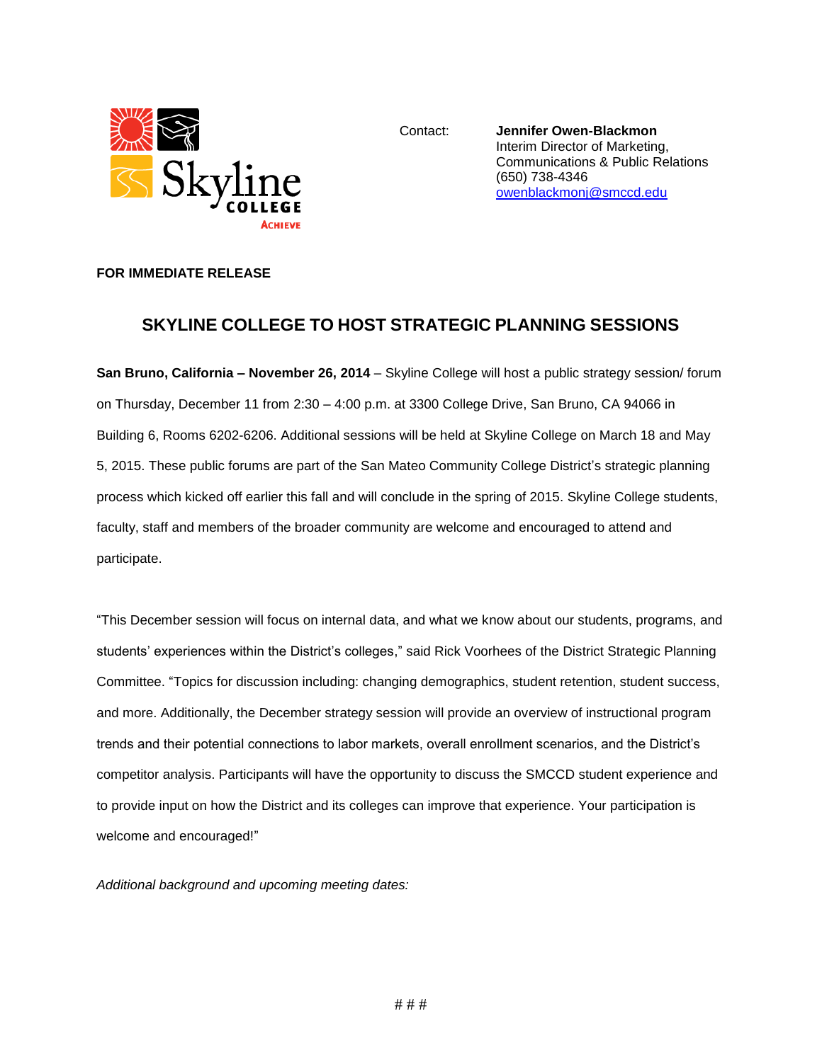Skyline College
ACHIEVE

Contact: **Jennifer Owen-Blackmon**
Interim Director of Marketing, Communications & Public Relations
(650) 738-4346
owenblackmonj@smccd.edu

**FOR IMMEDIATE RELEASE**

# SKYLINE COLLEGE TO HOST STRATEGIC PLANNING SESSIONS

**San Bruno, California – November 26, 2014** – Skyline College will host a public strategy session/ forum on Thursday, December 11 from 2:30 – 4:00 p.m. at 3300 College Drive, San Bruno, CA 94066 in Building 6, Rooms 6202-6206. Additional sessions will be held at Skyline College on March 18 and May 5, 2015. These public forums are part of the San Mateo Community College District's strategic planning process which kicked off earlier this fall and will conclude in the spring of 2015. Skyline College students, faculty, staff and members of the broader community are welcome and encouraged to attend and participate.

"This December session will focus on internal data, and what we know about our students, programs, and students' experiences within the District's colleges," said Rick Voorhees of the District Strategic Planning Committee. "Topics for discussion including: changing demographics, student retention, student success, and more. Additionally, the December strategy session will provide an overview of instructional program trends and their potential connections to labor markets, overall enrollment scenarios, and the District's competitor analysis. Participants will have the opportunity to discuss the SMCCD student experience and to provide input on how the District and its colleges can improve that experience. Your participation is welcome and encouraged!"

*Additional background and upcoming meeting dates:*

# # #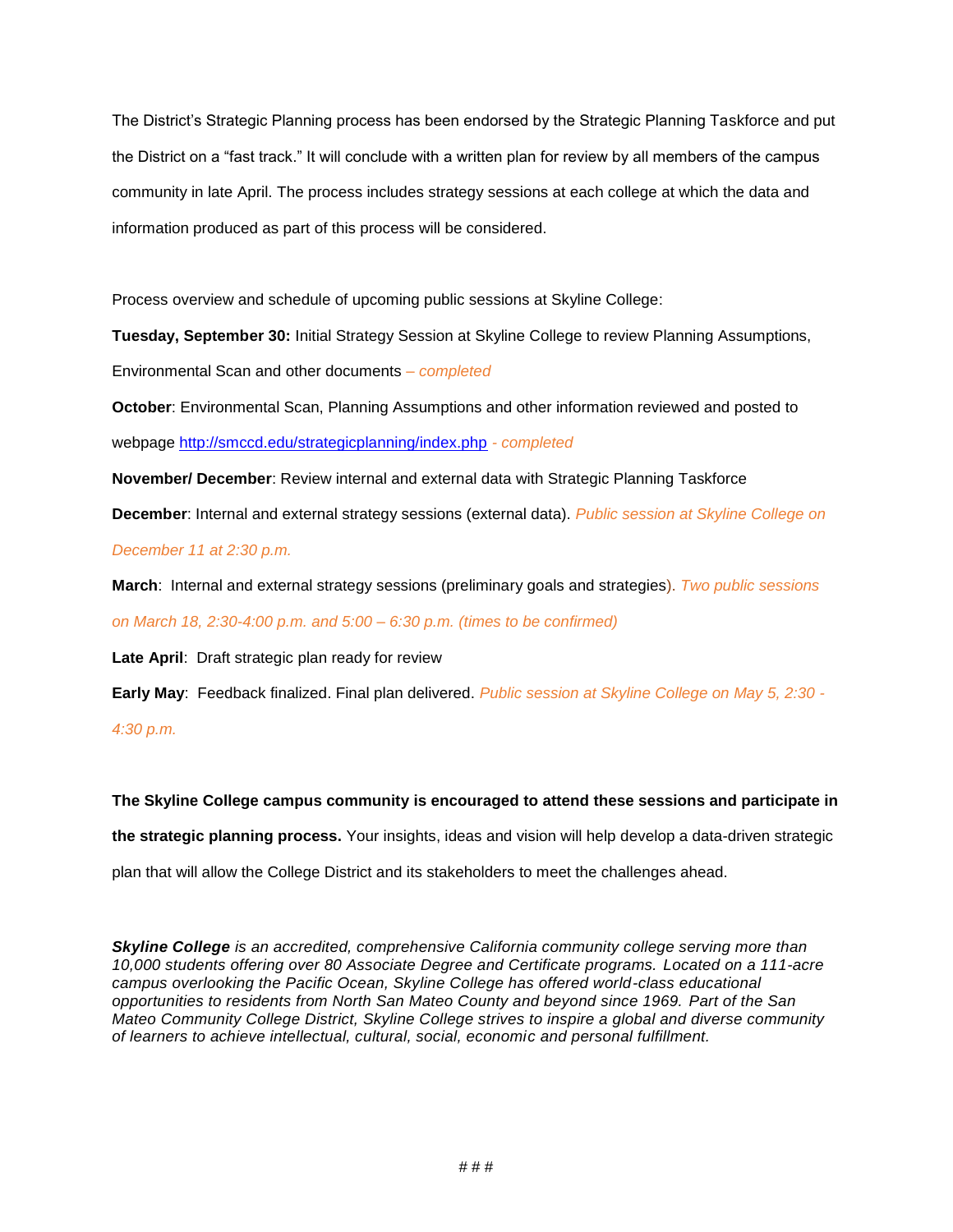The District's Strategic Planning process has been endorsed by the Strategic Planning Taskforce and put the District on a "fast track." It will conclude with a written plan for review by all members of the campus community in late April. The process includes strategy sessions at each college at which the data and information produced as part of this process will be considered.

Process overview and schedule of upcoming public sessions at Skyline College:

**Tuesday, September 30:** Initial Strategy Session at Skyline College to review Planning Assumptions, Environmental Scan and other documents *– completed*

**October**: Environmental Scan, Planning Assumptions and other information reviewed and posted to webpage http://smccd.edu/strategicplanning/index.php *- completed*

**November/ December**: Review internal and external data with Strategic Planning Taskforce

**December**: Internal and external strategy sessions (external data). *Public session at Skyline College on December 11 at 2:30 p.m.*

**March**: Internal and external strategy sessions (preliminary goals and strategies). *Two public sessions on March 18, 2:30-4:00 p.m. and 5:00 – 6:30 p.m. (times to be confirmed)*

**Late April**: Draft strategic plan ready for review

**Early May**: Feedback finalized. Final plan delivered. *Public session at Skyline College on May 5, 2:30 - 4:30 p.m.*

**The Skyline College campus community is encouraged to attend these sessions and participate in the strategic planning process.** Your insights, ideas and vision will help develop a data-driven strategic plan that will allow the College District and its stakeholders to meet the challenges ahead.

***Skyline College*** *is an accredited, comprehensive California community college serving more than 10,000 students offering over 80 Associate Degree and Certificate programs. Located on a 111-acre campus overlooking the Pacific Ocean, Skyline College has offered world-class educational opportunities to residents from North San Mateo County and beyond since 1969. Part of the San Mateo Community College District, Skyline College strives to inspire a global and diverse community of learners to achieve intellectual, cultural, social, economic and personal fulfillment.*

# # #